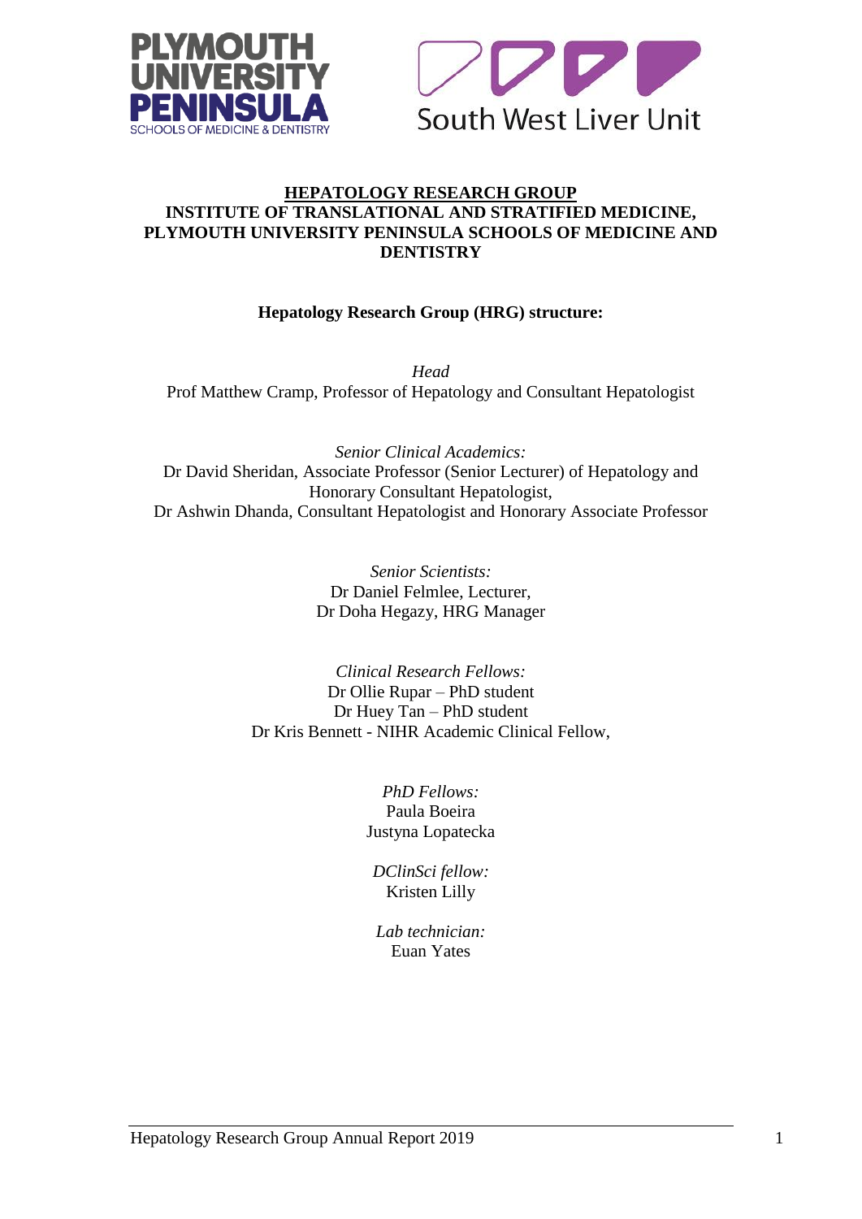# HEPATOLOGY RESEARCH GROUP

## INSTITUTE OF TRANSLATIONAL AND STRATIFIED MEDICINE, PLYMOUTH UNIVERSITY PENINSULA SCHOOLS OF MEDICINE AND DENTISTRY

### Hepatology Research Group (HRG) structure:

*Head*
Prof Matthew Cramp, Professor of Hepatology and Consultant Hepatologist

*Senior Clinical Academics:*
Dr David Sheridan, Associate Professor (Senior Lecturer) of Hepatology and Honorary Consultant Hepatologist,
Dr Ashwin Dhanda, Consultant Hepatologist and Honorary Associate Professor

*Senior Scientists:*
Dr Daniel Felmlee, Lecturer,
Dr Doha Hegazy, HRG Manager

*Clinical Research Fellows:*
Dr Ollie Rupar – PhD student
Dr Huey Tan – PhD student
Dr Kris Bennett - NIHR Academic Clinical Fellow,

*PhD Fellows:*
Paula Boeira
Justyna Lopatecka

*DClinSci fellow:*
Kristen Lilly

*Lab technician:*
Euan Yates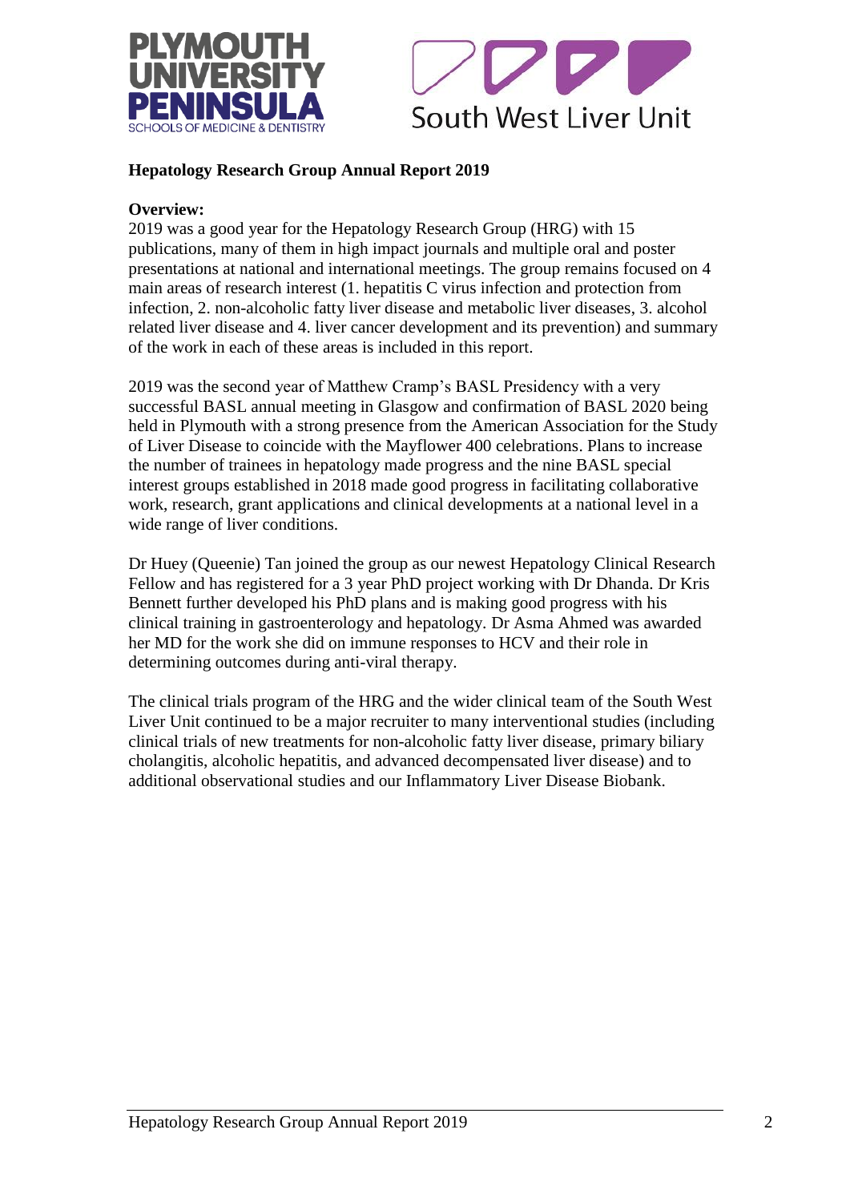**Hepatology Research Group Annual Report 2019**

**Overview:**

2019 was a good year for the Hepatology Research Group (HRG) with 15 publications, many of them in high impact journals and multiple oral and poster presentations at national and international meetings. The group remains focused on 4 main areas of research interest (1. hepatitis C virus infection and protection from infection, 2. non-alcoholic fatty liver disease and metabolic liver diseases, 3. alcohol related liver disease and 4. liver cancer development and its prevention) and summary of the work in each of these areas is included in this report.

2019 was the second year of Matthew Cramp's BASL Presidency with a very successful BASL annual meeting in Glasgow and confirmation of BASL 2020 being held in Plymouth with a strong presence from the American Association for the Study of Liver Disease to coincide with the Mayflower 400 celebrations. Plans to increase the number of trainees in hepatology made progress and the nine BASL special interest groups established in 2018 made good progress in facilitating collaborative work, research, grant applications and clinical developments at a national level in a wide range of liver conditions.

Dr Huey (Queenie) Tan joined the group as our newest Hepatology Clinical Research Fellow and has registered for a 3 year PhD project working with Dr Dhanda. Dr Kris Bennett further developed his PhD plans and is making good progress with his clinical training in gastroenterology and hepatology. Dr Asma Ahmed was awarded her MD for the work she did on immune responses to HCV and their role in determining outcomes during anti-viral therapy.

The clinical trials program of the HRG and the wider clinical team of the South West Liver Unit continued to be a major recruiter to many interventional studies (including clinical trials of new treatments for non-alcoholic fatty liver disease, primary biliary cholangitis, alcoholic hepatitis, and advanced decompensated liver disease) and to additional observational studies and our Inflammatory Liver Disease Biobank.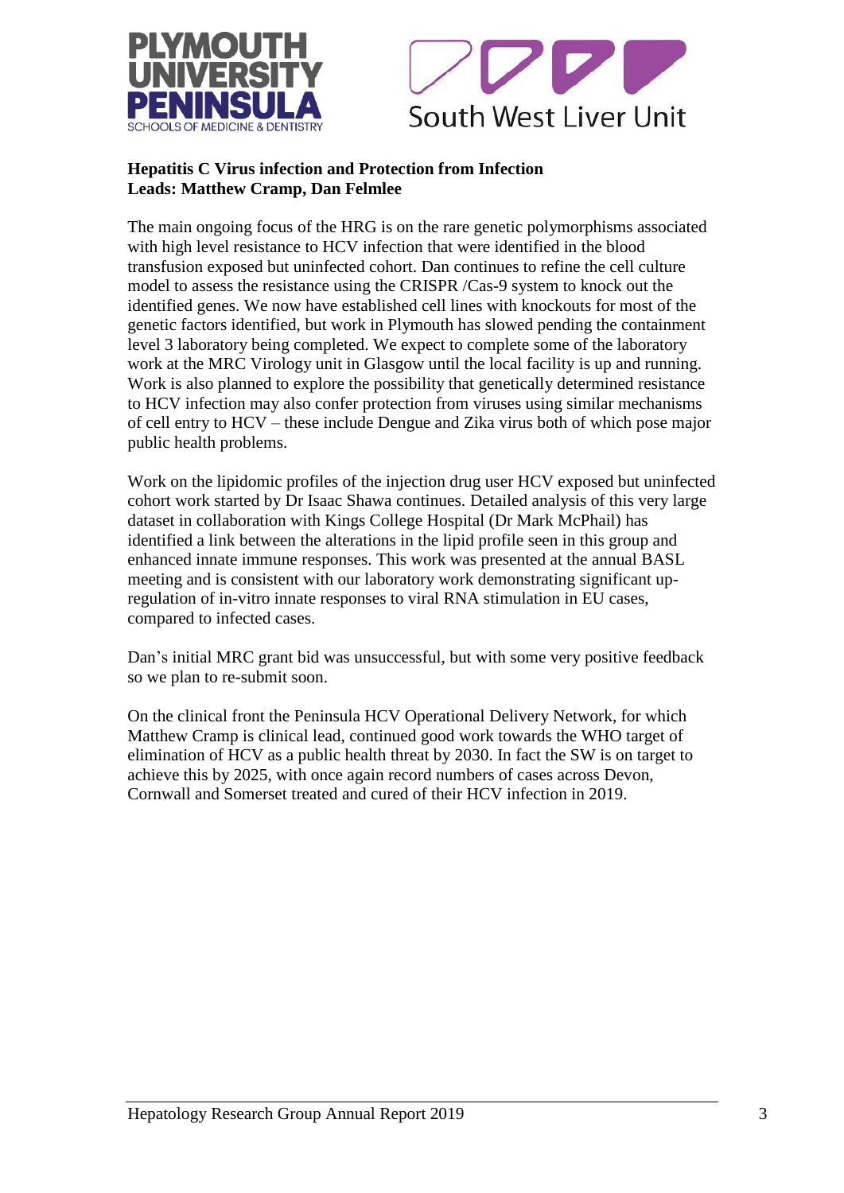**Hepatitis C Virus infection and Protection from Infection**
**Leads: Matthew Cramp, Dan Felmlee**

The main ongoing focus of the HRG is on the rare genetic polymorphisms associated with high level resistance to HCV infection that were identified in the blood transfusion exposed but uninfected cohort. Dan continues to refine the cell culture model to assess the resistance using the CRISPR /Cas-9 system to knock out the identified genes. We now have established cell lines with knockouts for most of the genetic factors identified, but work in Plymouth has slowed pending the containment level 3 laboratory being completed. We expect to complete some of the laboratory work at the MRC Virology unit in Glasgow until the local facility is up and running. Work is also planned to explore the possibility that genetically determined resistance to HCV infection may also confer protection from viruses using similar mechanisms of cell entry to HCV – these include Dengue and Zika virus both of which pose major public health problems.

Work on the lipidomic profiles of the injection drug user HCV exposed but uninfected cohort work started by Dr Isaac Shawa continues. Detailed analysis of this very large dataset in collaboration with Kings College Hospital (Dr Mark McPhail) has identified a link between the alterations in the lipid profile seen in this group and enhanced innate immune responses. This work was presented at the annual BASL meeting and is consistent with our laboratory work demonstrating significant up-regulation of in-vitro innate responses to viral RNA stimulation in EU cases, compared to infected cases.

Dan's initial MRC grant bid was unsuccessful, but with some very positive feedback so we plan to re-submit soon.

On the clinical front the Peninsula HCV Operational Delivery Network, for which Matthew Cramp is clinical lead, continued good work towards the WHO target of elimination of HCV as a public health threat by 2030. In fact the SW is on target to achieve this by 2025, with once again record numbers of cases across Devon, Cornwall and Somerset treated and cured of their HCV infection in 2019.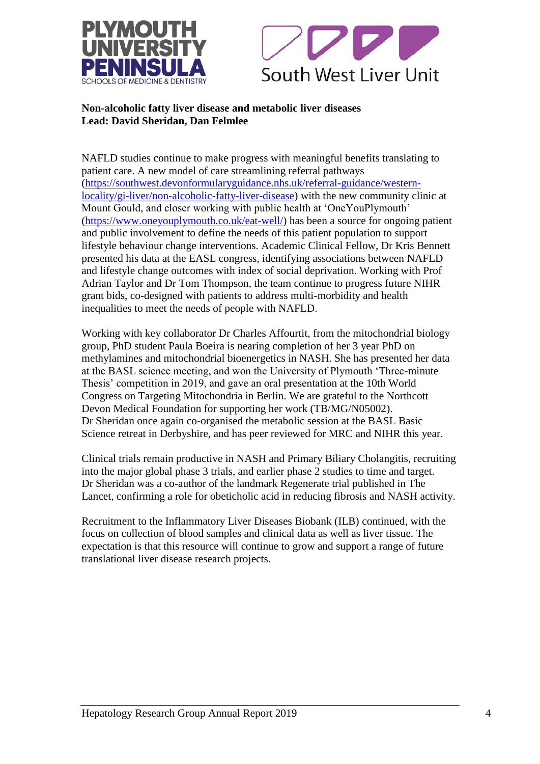**Non-alcoholic fatty liver disease and metabolic liver diseases**
**Lead: David Sheridan, Dan Felmlee**

NAFLD studies continue to make progress with meaningful benefits translating to patient care. A new model of care streamlining referral pathways (https://southwest.devonformularyguidance.nhs.uk/referral-guidance/western-locality/gi-liver/non-alcoholic-fatty-liver-disease) with the new community clinic at Mount Gould, and closer working with public health at 'OneYouPlymouth' (https://www.oneyouplymouth.co.uk/eat-well/) has been a source for ongoing patient and public involvement to define the needs of this patient population to support lifestyle behaviour change interventions. Academic Clinical Fellow, Dr Kris Bennett presented his data at the EASL congress, identifying associations between NAFLD and lifestyle change outcomes with index of social deprivation. Working with Prof Adrian Taylor and Dr Tom Thompson, the team continue to progress future NIHR grant bids, co-designed with patients to address multi-morbidity and health inequalities to meet the needs of people with NAFLD.

Working with key collaborator Dr Charles Affourtit, from the mitochondrial biology group, PhD student Paula Boeira is nearing completion of her 3 year PhD on methylamines and mitochondrial bioenergetics in NASH. She has presented her data at the BASL science meeting, and won the University of Plymouth 'Three-minute Thesis' competition in 2019, and gave an oral presentation at the 10th World Congress on Targeting Mitochondria in Berlin. We are grateful to the Northcott Devon Medical Foundation for supporting her work (TB/MG/N05002).
Dr Sheridan once again co-organised the metabolic session at the BASL Basic Science retreat in Derbyshire, and has peer reviewed for MRC and NIHR this year.

Clinical trials remain productive in NASH and Primary Biliary Cholangitis, recruiting into the major global phase 3 trials, and earlier phase 2 studies to time and target.
Dr Sheridan was a co-author of the landmark Regenerate trial published in The Lancet, confirming a role for obeticholic acid in reducing fibrosis and NASH activity.

Recruitment to the Inflammatory Liver Diseases Biobank (ILB) continued, with the focus on collection of blood samples and clinical data as well as liver tissue. The expectation is that this resource will continue to grow and support a range of future translational liver disease research projects.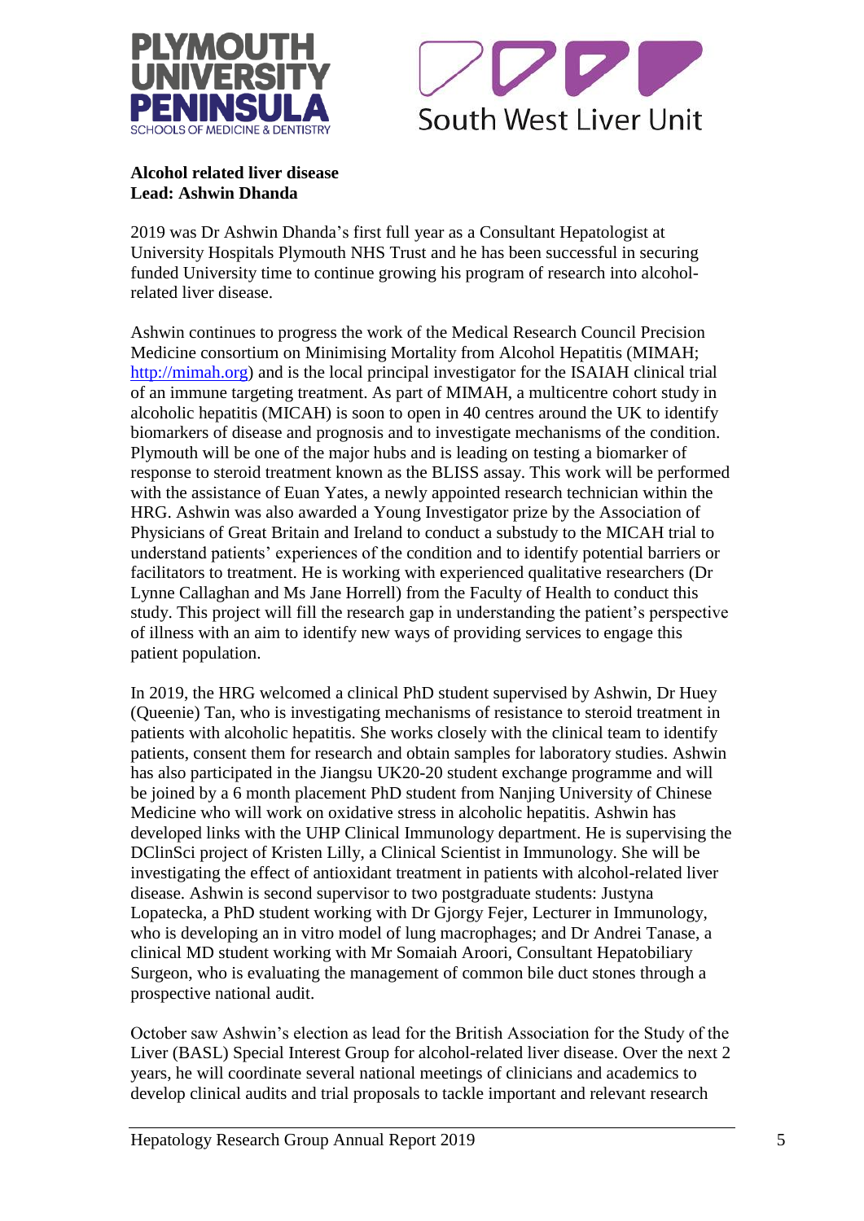**Alcohol related liver disease**
**Lead: Ashwin Dhanda**

2019 was Dr Ashwin Dhanda's first full year as a Consultant Hepatologist at University Hospitals Plymouth NHS Trust and he has been successful in securing funded University time to continue growing his program of research into alcohol-related liver disease.

Ashwin continues to progress the work of the Medical Research Council Precision Medicine consortium on Minimising Mortality from Alcohol Hepatitis (MIMAH; http://mimah.org) and is the local principal investigator for the ISAIAH clinical trial of an immune targeting treatment. As part of MIMAH, a multicentre cohort study in alcoholic hepatitis (MICAH) is soon to open in 40 centres around the UK to identify biomarkers of disease and prognosis and to investigate mechanisms of the condition. Plymouth will be one of the major hubs and is leading on testing a biomarker of response to steroid treatment known as the BLISS assay. This work will be performed with the assistance of Euan Yates, a newly appointed research technician within the HRG. Ashwin was also awarded a Young Investigator prize by the Association of Physicians of Great Britain and Ireland to conduct a substudy to the MICAH trial to understand patients' experiences of the condition and to identify potential barriers or facilitators to treatment. He is working with experienced qualitative researchers (Dr Lynne Callaghan and Ms Jane Horrell) from the Faculty of Health to conduct this study. This project will fill the research gap in understanding the patient's perspective of illness with an aim to identify new ways of providing services to engage this patient population.

In 2019, the HRG welcomed a clinical PhD student supervised by Ashwin, Dr Huey (Queenie) Tan, who is investigating mechanisms of resistance to steroid treatment in patients with alcoholic hepatitis. She works closely with the clinical team to identify patients, consent them for research and obtain samples for laboratory studies. Ashwin has also participated in the Jiangsu UK20-20 student exchange programme and will be joined by a 6 month placement PhD student from Nanjing University of Chinese Medicine who will work on oxidative stress in alcoholic hepatitis. Ashwin has developed links with the UHP Clinical Immunology department. He is supervising the DClinSci project of Kristen Lilly, a Clinical Scientist in Immunology. She will be investigating the effect of antioxidant treatment in patients with alcohol-related liver disease. Ashwin is second supervisor to two postgraduate students: Justyna Lopatecka, a PhD student working with Dr Gjorgy Fejer, Lecturer in Immunology, who is developing an in vitro model of lung macrophages; and Dr Andrei Tanase, a clinical MD student working with Mr Somaiah Aroori, Consultant Hepatobiliary Surgeon, who is evaluating the management of common bile duct stones through a prospective national audit.

October saw Ashwin's election as lead for the British Association for the Study of the Liver (BASL) Special Interest Group for alcohol-related liver disease. Over the next 2 years, he will coordinate several national meetings of clinicians and academics to develop clinical audits and trial proposals to tackle important and relevant research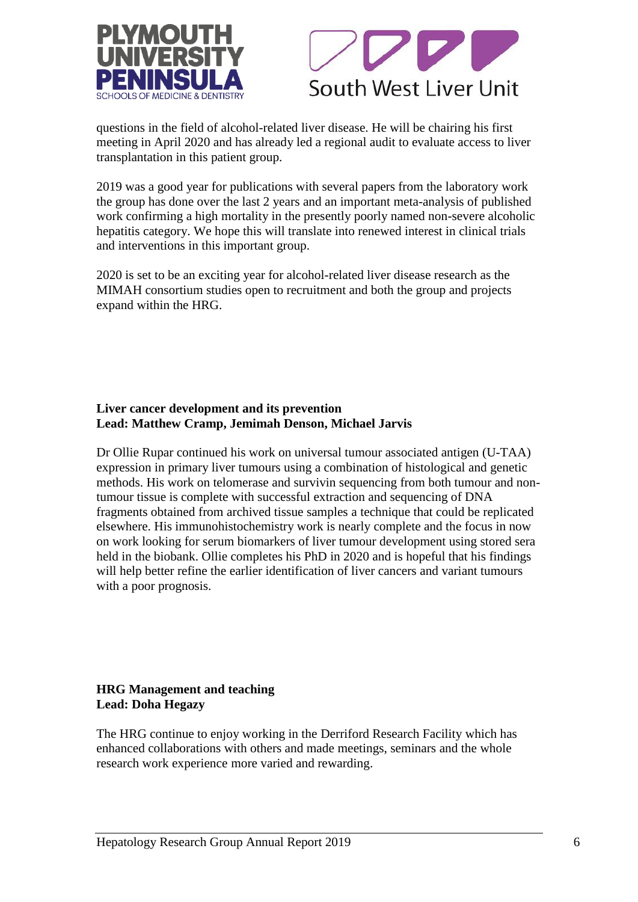questions in the field of alcohol-related liver disease. He will be chairing his first meeting in April 2020 and has already led a regional audit to evaluate access to liver transplantation in this patient group.

2019 was a good year for publications with several papers from the laboratory work the group has done over the last 2 years and an important meta-analysis of published work confirming a high mortality in the presently poorly named non-severe alcoholic hepatitis category. We hope this will translate into renewed interest in clinical trials and interventions in this important group.

2020 is set to be an exciting year for alcohol-related liver disease research as the MIMAH consortium studies open to recruitment and both the group and projects expand within the HRG.

**Liver cancer development and its prevention**
**Lead: Matthew Cramp, Jemimah Denson, Michael Jarvis**

Dr Ollie Rupar continued his work on universal tumour associated antigen (U-TAA) expression in primary liver tumours using a combination of histological and genetic methods. His work on telomerase and survivin sequencing from both tumour and non-tumour tissue is complete with successful extraction and sequencing of DNA fragments obtained from archived tissue samples a technique that could be replicated elsewhere. His immunohistochemistry work is nearly complete and the focus in now on work looking for serum biomarkers of liver tumour development using stored sera held in the biobank. Ollie completes his PhD in 2020 and is hopeful that his findings will help better refine the earlier identification of liver cancers and variant tumours with a poor prognosis.

**HRG Management and teaching**
**Lead: Doha Hegazy**

The HRG continue to enjoy working in the Derriford Research Facility which has enhanced collaborations with others and made meetings, seminars and the whole research work experience more varied and rewarding.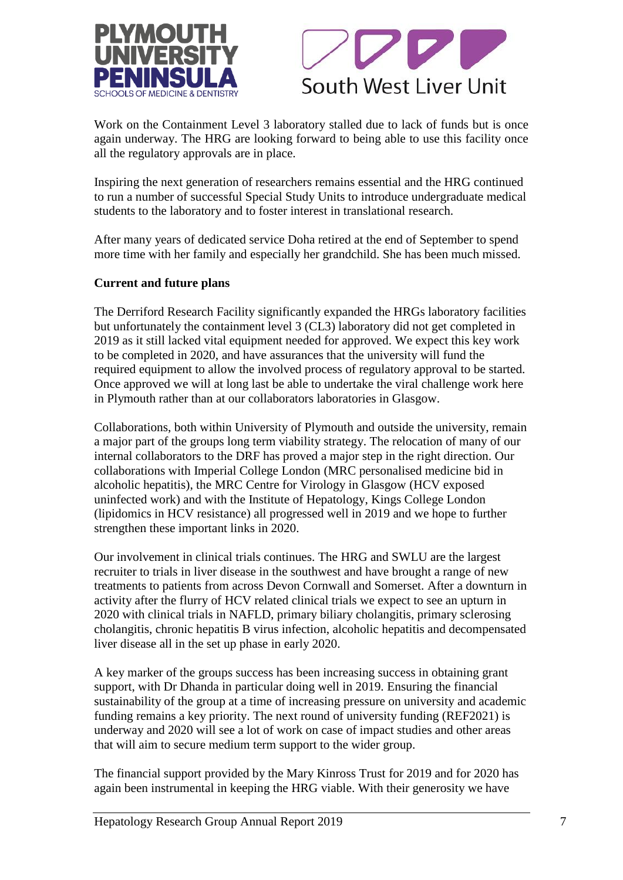Work on the Containment Level 3 laboratory stalled due to lack of funds but is once again underway. The HRG are looking forward to being able to use this facility once all the regulatory approvals are in place.

Inspiring the next generation of researchers remains essential and the HRG continued to run a number of successful Special Study Units to introduce undergraduate medical students to the laboratory and to foster interest in translational research.

After many years of dedicated service Doha retired at the end of September to spend more time with her family and especially her grandchild. She has been much missed.

**Current and future plans**

The Derriford Research Facility significantly expanded the HRGs laboratory facilities but unfortunately the containment level 3 (CL3) laboratory did not get completed in 2019 as it still lacked vital equipment needed for approved. We expect this key work to be completed in 2020, and have assurances that the university will fund the required equipment to allow the involved process of regulatory approval to be started. Once approved we will at long last be able to undertake the viral challenge work here in Plymouth rather than at our collaborators laboratories in Glasgow.

Collaborations, both within University of Plymouth and outside the university, remain a major part of the groups long term viability strategy. The relocation of many of our internal collaborators to the DRF has proved a major step in the right direction. Our collaborations with Imperial College London (MRC personalised medicine bid in alcoholic hepatitis), the MRC Centre for Virology in Glasgow (HCV exposed uninfected work) and with the Institute of Hepatology, Kings College London (lipidomics in HCV resistance) all progressed well in 2019 and we hope to further strengthen these important links in 2020.

Our involvement in clinical trials continues. The HRG and SWLU are the largest recruiter to trials in liver disease in the southwest and have brought a range of new treatments to patients from across Devon Cornwall and Somerset. After a downturn in activity after the flurry of HCV related clinical trials we expect to see an upturn in 2020 with clinical trials in NAFLD, primary biliary cholangitis, primary sclerosing cholangitis, chronic hepatitis B virus infection, alcoholic hepatitis and decompensated liver disease all in the set up phase in early 2020.

A key marker of the groups success has been increasing success in obtaining grant support, with Dr Dhanda in particular doing well in 2019. Ensuring the financial sustainability of the group at a time of increasing pressure on university and academic funding remains a key priority. The next round of university funding (REF2021) is underway and 2020 will see a lot of work on case of impact studies and other areas that will aim to secure medium term support to the wider group.

The financial support provided by the Mary Kinross Trust for 2019 and for 2020 has again been instrumental in keeping the HRG viable. With their generosity we have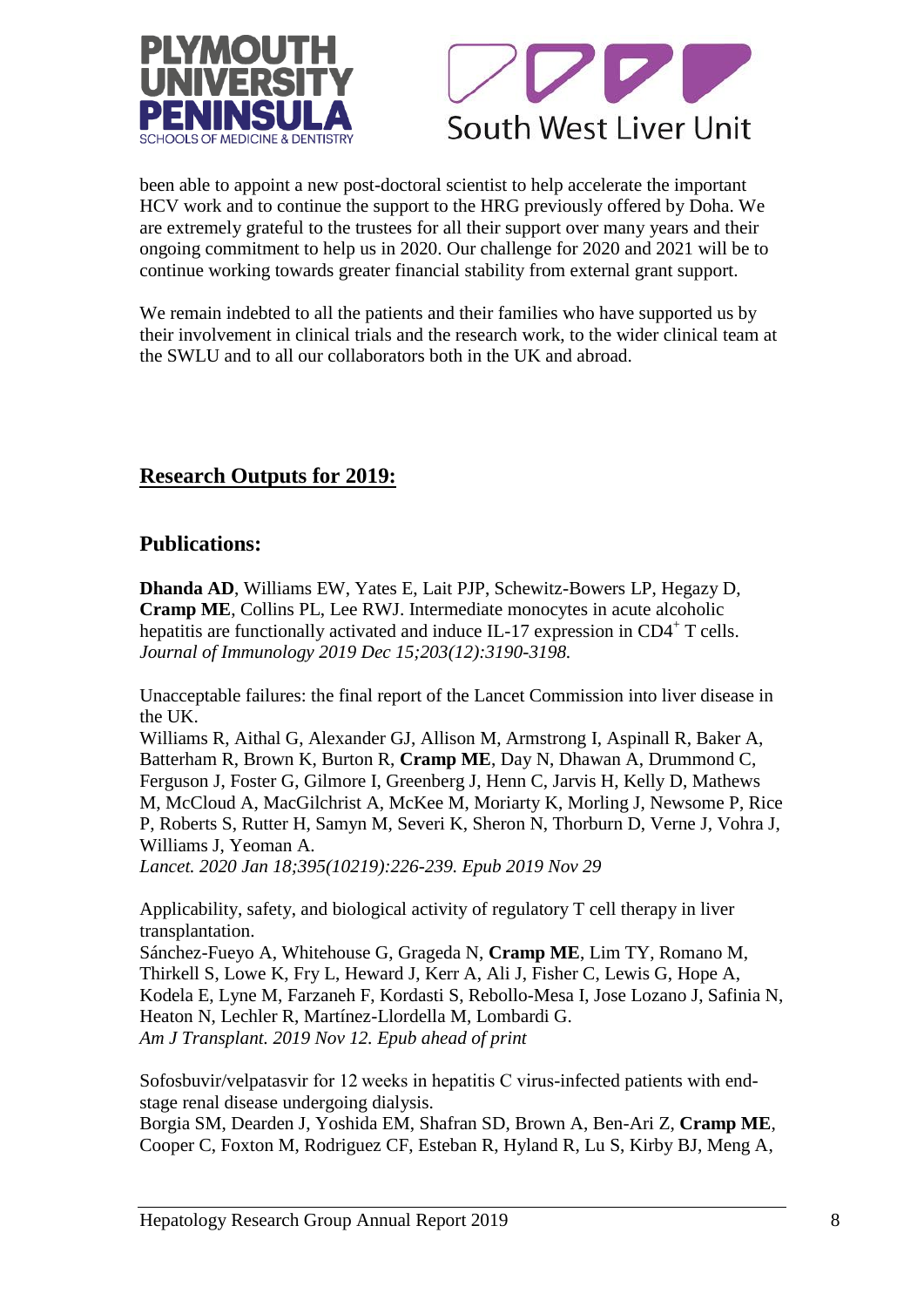been able to appoint a new post-doctoral scientist to help accelerate the important HCV work and to continue the support to the HRG previously offered by Doha. We are extremely grateful to the trustees for all their support over many years and their ongoing commitment to help us in 2020. Our challenge for 2020 and 2021 will be to continue working towards greater financial stability from external grant support.

We remain indebted to all the patients and their families who have supported us by their involvement in clinical trials and the research work, to the wider clinical team at the SWLU and to all our collaborators both in the UK and abroad.

## Research Outputs for 2019:

### Publications:

**Dhanda AD**, Williams EW, Yates E, Lait PJP, Schewitz-Bowers LP, Hegazy D, **Cramp ME**, Collins PL, Lee RWJ. Intermediate monocytes in acute alcoholic hepatitis are functionally activated and induce IL-17 expression in $CD4^+$ T cells. *Journal of Immunology 2019 Dec 15;203(12):3190-3198.*

Unacceptable failures: the final report of the Lancet Commission into liver disease in the UK.
Williams R, Aithal G, Alexander GJ, Allison M, Armstrong I, Aspinall R, Baker A, Batterham R, Brown K, Burton R, **Cramp ME**, Day N, Dhawan A, Drummond C, Ferguson J, Foster G, Gilmore I, Greenberg J, Henn C, Jarvis H, Kelly D, Mathews M, McCloud A, MacGilchrist A, McKee M, Moriarty K, Morling J, Newsome P, Rice P, Roberts S, Rutter H, Samyn M, Severi K, Sheron N, Thorburn D, Verne J, Vohra J, Williams J, Yeoman A.
*Lancet. 2020 Jan 18;395(10219):226-239. Epub 2019 Nov 29*

Applicability, safety, and biological activity of regulatory T cell therapy in liver transplantation.
Sánchez-Fueyo A, Whitehouse G, Grageda N, **Cramp ME**, Lim TY, Romano M, Thirkell S, Lowe K, Fry L, Heward J, Kerr A, Ali J, Fisher C, Lewis G, Hope A, Kodela E, Lyne M, Farzaneh F, Kordasti S, Rebollo-Mesa I, Jose Lozano J, Safinia N, Heaton N, Lechler R, Martínez-Llordella M, Lombardi G.
*Am J Transplant. 2019 Nov 12. Epub ahead of print*

Sofosbuvir/velpatasvir for 12 weeks in hepatitis C virus-infected patients with end-stage renal disease undergoing dialysis.
Borgia SM, Dearden J, Yoshida EM, Shafran SD, Brown A, Ben-Ari Z, **Cramp ME**, Cooper C, Foxton M, Rodriguez CF, Esteban R, Hyland R, Lu S, Kirby BJ, Meng A,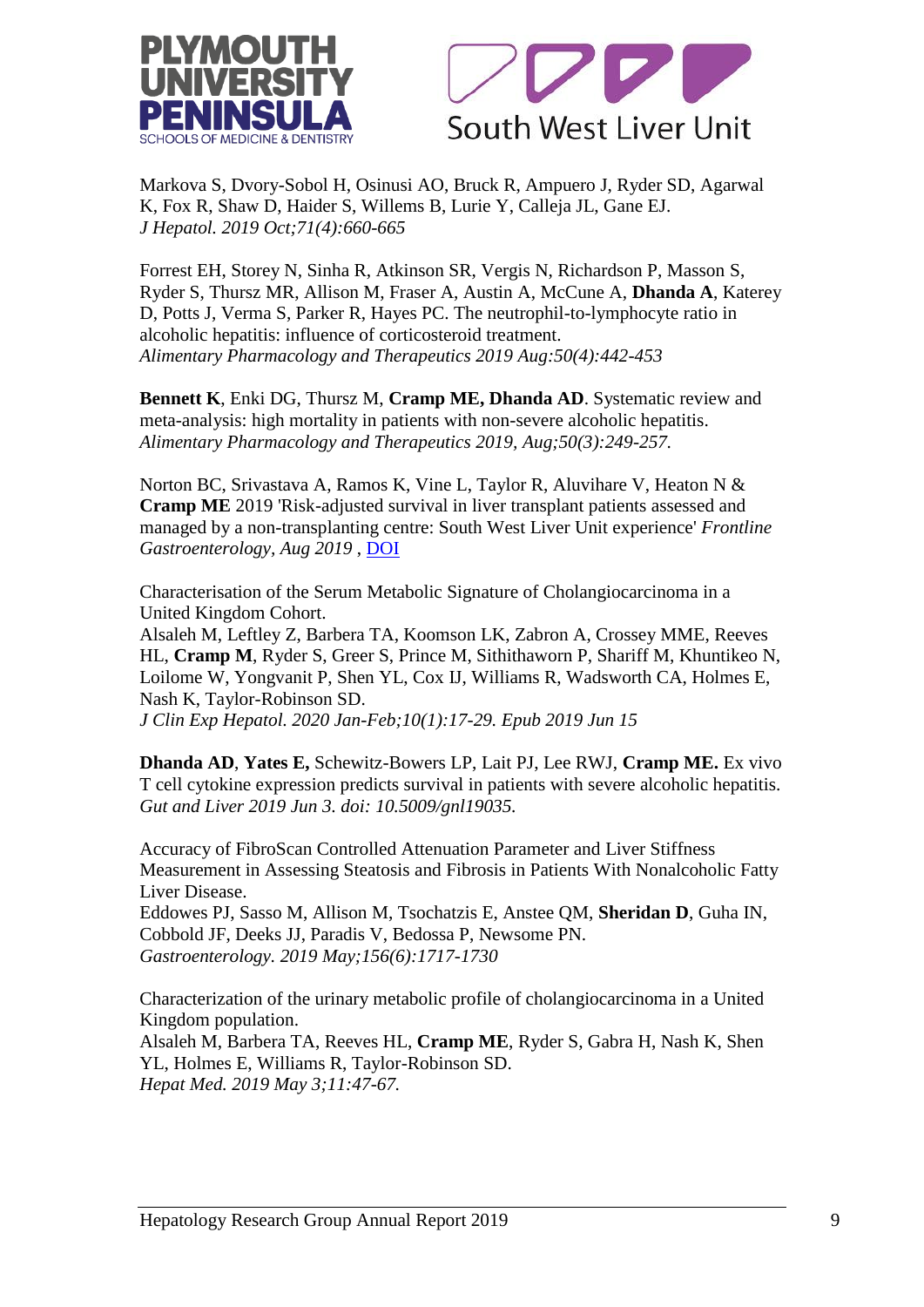Markova S, Dvory-Sobol H, Osinusi AO, Bruck R, Ampuero J, Ryder SD, Agarwal K, Fox R, Shaw D, Haider S, Willems B, Lurie Y, Calleja JL, Gane EJ.
*J Hepatol. 2019 Oct;71(4):660-665*

Forrest EH, Storey N, Sinha R, Atkinson SR, Vergis N, Richardson P, Masson S, Ryder S, Thursz MR, Allison M, Fraser A, Austin A, McCune A, **Dhanda A**, Katerey D, Potts J, Verma S, Parker R, Hayes PC. The neutrophil-to-lymphocyte ratio in alcoholic hepatitis: influence of corticosteroid treatment.
*Alimentary Pharmacology and Therapeutics 2019 Aug:50(4):442-453*

**Bennett K**, Enki DG, Thursz M, **Cramp ME, Dhanda AD**. Systematic review and meta-analysis: high mortality in patients with non-severe alcoholic hepatitis.
*Alimentary Pharmacology and Therapeutics 2019, Aug;50(3):249-257.*

Norton BC, Srivastava A, Ramos K, Vine L, Taylor R, Aluvihare V, Heaton N & **Cramp ME** 2019 'Risk-adjusted survival in liver transplant patients assessed and managed by a non-transplanting centre: South West Liver Unit experience' *Frontline Gastroenterology, Aug 2019* , DOI

Characterisation of the Serum Metabolic Signature of Cholangiocarcinoma in a United Kingdom Cohort.
Alsaleh M, Leftley Z, Barbera TA, Koomson LK, Zabron A, Crossey MME, Reeves HL, **Cramp M**, Ryder S, Greer S, Prince M, Sithithaworn P, Shariff M, Khuntikeo N, Loilome W, Yongvanit P, Shen YL, Cox IJ, Williams R, Wadsworth CA, Holmes E, Nash K, Taylor-Robinson SD.
*J Clin Exp Hepatol. 2020 Jan-Feb;10(1):17-29. Epub 2019 Jun 15*

**Dhanda AD**, **Yates E,** Schewitz-Bowers LP, Lait PJ, Lee RWJ, **Cramp ME.** Ex vivo T cell cytokine expression predicts survival in patients with severe alcoholic hepatitis.
*Gut and Liver 2019 Jun 3. doi: 10.5009/gnl19035.*

Accuracy of FibroScan Controlled Attenuation Parameter and Liver Stiffness Measurement in Assessing Steatosis and Fibrosis in Patients With Nonalcoholic Fatty Liver Disease.
Eddowes PJ, Sasso M, Allison M, Tsochatzis E, Anstee QM, **Sheridan D**, Guha IN, Cobbold JF, Deeks JJ, Paradis V, Bedossa P, Newsome PN.
*Gastroenterology. 2019 May;156(6):1717-1730*

Characterization of the urinary metabolic profile of cholangiocarcinoma in a United Kingdom population.
Alsaleh M, Barbera TA, Reeves HL, **Cramp ME**, Ryder S, Gabra H, Nash K, Shen YL, Holmes E, Williams R, Taylor-Robinson SD.
*Hepat Med. 2019 May 3;11:47-67.*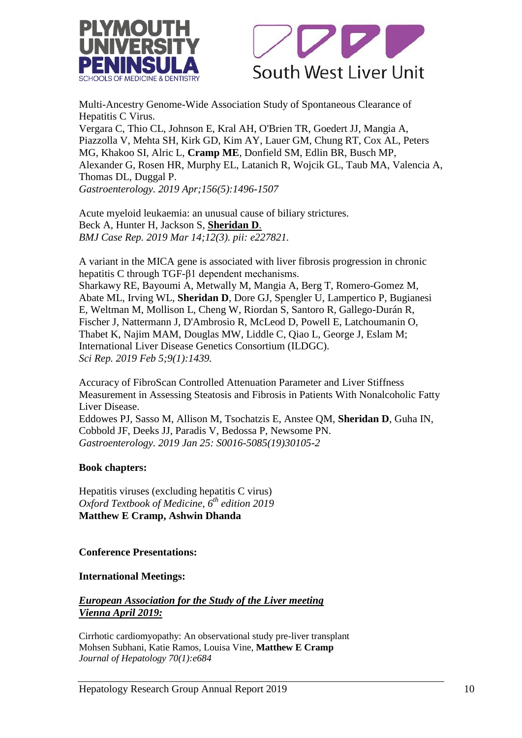Multi-Ancestry Genome-Wide Association Study of Spontaneous Clearance of Hepatitis C Virus.
Vergara C, Thio CL, Johnson E, Kral AH, O'Brien TR, Goedert JJ, Mangia A, Piazzolla V, Mehta SH, Kirk GD, Kim AY, Lauer GM, Chung RT, Cox AL, Peters MG, Khakoo SI, Alric L, **Cramp ME**, Donfield SM, Edlin BR, Busch MP, Alexander G, Rosen HR, Murphy EL, Latanich R, Wojcik GL, Taub MA, Valencia A, Thomas DL, Duggal P.
*Gastroenterology. 2019 Apr;156(5):1496-1507*

Acute myeloid leukaemia: an unusual cause of biliary strictures.
Beck A, Hunter H, Jackson S, **Sheridan D**.
*BMJ Case Rep. 2019 Mar 14;12(3). pii: e227821.*

A variant in the MICA gene is associated with liver fibrosis progression in chronic hepatitis C through TGF-β1 dependent mechanisms.
Sharkawy RE, Bayoumi A, Metwally M, Mangia A, Berg T, Romero-Gomez M, Abate ML, Irving WL, **Sheridan D**, Dore GJ, Spengler U, Lampertico P, Bugianesi E, Weltman M, Mollison L, Cheng W, Riordan S, Santoro R, Gallego-Durán R, Fischer J, Nattermann J, D'Ambrosio R, McLeod D, Powell E, Latchoumanin O, Thabet K, Najim MAM, Douglas MW, Liddle C, Qiao L, George J, Eslam M; International Liver Disease Genetics Consortium (ILDGC).
*Sci Rep. 2019 Feb 5;9(1):1439.*

Accuracy of FibroScan Controlled Attenuation Parameter and Liver Stiffness Measurement in Assessing Steatosis and Fibrosis in Patients With Nonalcoholic Fatty Liver Disease.
Eddowes PJ, Sasso M, Allison M, Tsochatzis E, Anstee QM, **Sheridan D**, Guha IN, Cobbold JF, Deeks JJ, Paradis V, Bedossa P, Newsome PN.
*Gastroenterology. 2019 Jan 25: S0016-5085(19)30105-2*

**Book chapters:**

Hepatitis viruses (excluding hepatitis C virus)
*Oxford Textbook of Medicine, 6th edition 2019*
**Matthew E Cramp, Ashwin Dhanda**

**Conference Presentations:**

**International Meetings:**

***European Association for the Study of the Liver meeting***
***Vienna April 2019:***

Cirrhotic cardiomyopathy: An observational study pre-liver transplant
Mohsen Subhani, Katie Ramos, Louisa Vine, **Matthew E Cramp**
*Journal of Hepatology 70(1):e684*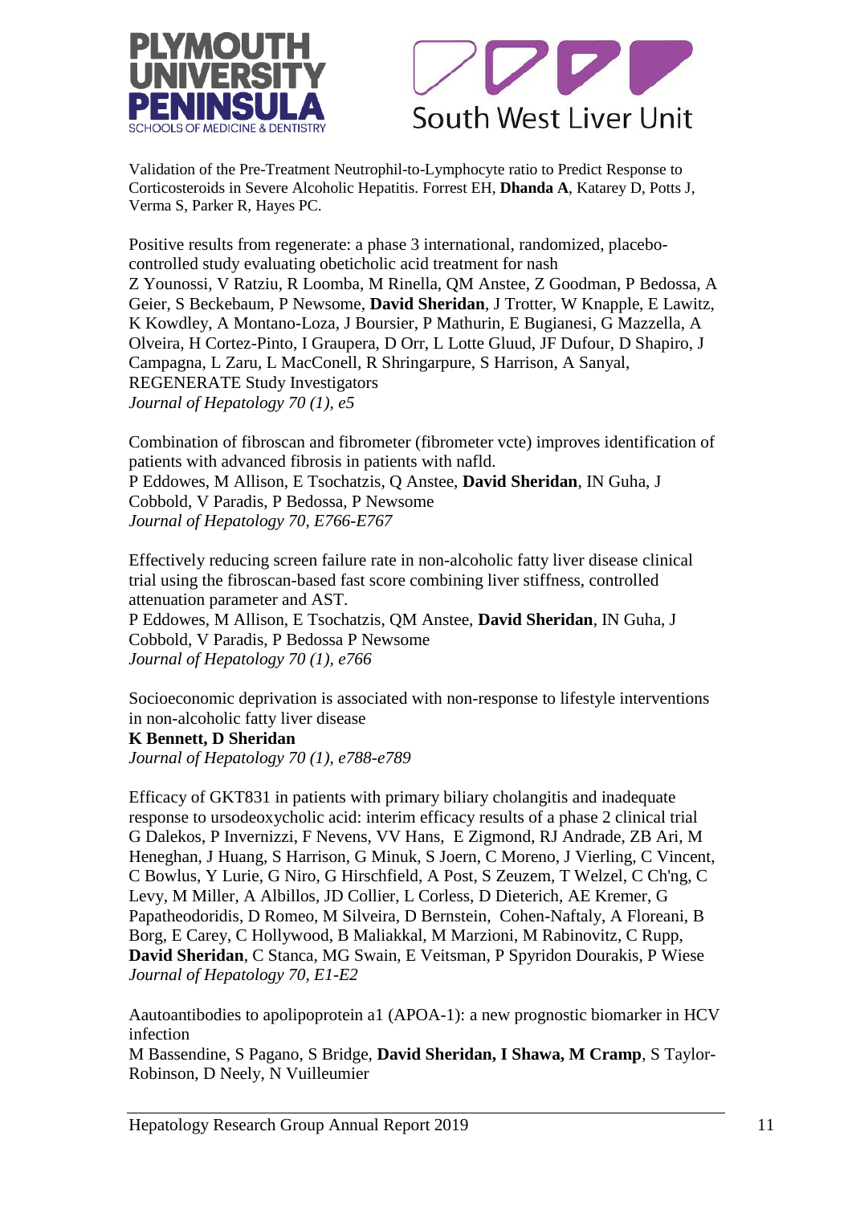Validation of the Pre-Treatment Neutrophil-to-Lymphocyte ratio to Predict Response to Corticosteroids in Severe Alcoholic Hepatitis. Forrest EH, **Dhanda A**, Katarey D, Potts J, Verma S, Parker R, Hayes PC.

Positive results from regenerate: a phase 3 international, randomized, placebo-controlled study evaluating obeticholic acid treatment for nash
Z Younossi, V Ratziu, R Loomba, M Rinella, QM Anstee, Z Goodman, P Bedossa, A Geier, S Beckebaum, P Newsome, **David Sheridan**, J Trotter, W Knapple, E Lawitz, K Kowdley, A Montano-Loza, J Boursier, P Mathurin, E Bugianesi, G Mazzella, A Olveira, H Cortez-Pinto, I Graupera, D Orr, L Lotte Gluud, JF Dufour, D Shapiro, J Campagna, L Zaru, L MacConell, R Shringarpure, S Harrison, A Sanyal, REGENERATE Study Investigators
*Journal of Hepatology 70 (1), e5*

Combination of fibroscan and fibrometer (fibrometer vcte) improves identification of patients with advanced fibrosis in patients with nafld.
P Eddowes, M Allison, E Tsochatzis, Q Anstee, **David Sheridan**, IN Guha, J Cobbold, V Paradis, P Bedossa, P Newsome
*Journal of Hepatology 70, E766-E767*

Effectively reducing screen failure rate in non-alcoholic fatty liver disease clinical trial using the fibroscan-based fast score combining liver stiffness, controlled attenuation parameter and AST.
P Eddowes, M Allison, E Tsochatzis, QM Anstee, **David Sheridan**, IN Guha, J Cobbold, V Paradis, P Bedossa P Newsome
*Journal of Hepatology 70 (1), e766*

Socioeconomic deprivation is associated with non-response to lifestyle interventions in non-alcoholic fatty liver disease
**K Bennett, D Sheridan**
*Journal of Hepatology 70 (1), e788-e789*

Efficacy of GKT831 in patients with primary biliary cholangitis and inadequate response to ursodeoxycholic acid: interim efficacy results of a phase 2 clinical trial
G Dalekos, P Invernizzi, F Nevens, VV Hans, E Zigmond, RJ Andrade, ZB Ari, M Heneghan, J Huang, S Harrison, G Minuk, S Joern, C Moreno, J Vierling, C Vincent, C Bowlus, Y Lurie, G Niro, G Hirschfield, A Post, S Zeuzem, T Welzel, C Ch'ng, C Levy, M Miller, A Albillos, JD Collier, L Corless, D Dieterich, AE Kremer, G Papatheodoridis, D Romeo, M Silveira, D Bernstein, Cohen-Naftaly, A Floreani, B Borg, E Carey, C Hollywood, B Maliakkal, M Marzioni, M Rabinovitz, C Rupp, **David Sheridan**, C Stanca, MG Swain, E Veitsman, P Spyridon Dourakis, P Wiese
*Journal of Hepatology 70, E1-E2*

Aautoantibodies to apolipoprotein a1 (APOA-1): a new prognostic biomarker in HCV infection
M Bassendine, S Pagano, S Bridge, **David Sheridan, I Shawa, M Cramp**, S Taylor-Robinson, D Neely, N Vuilleumier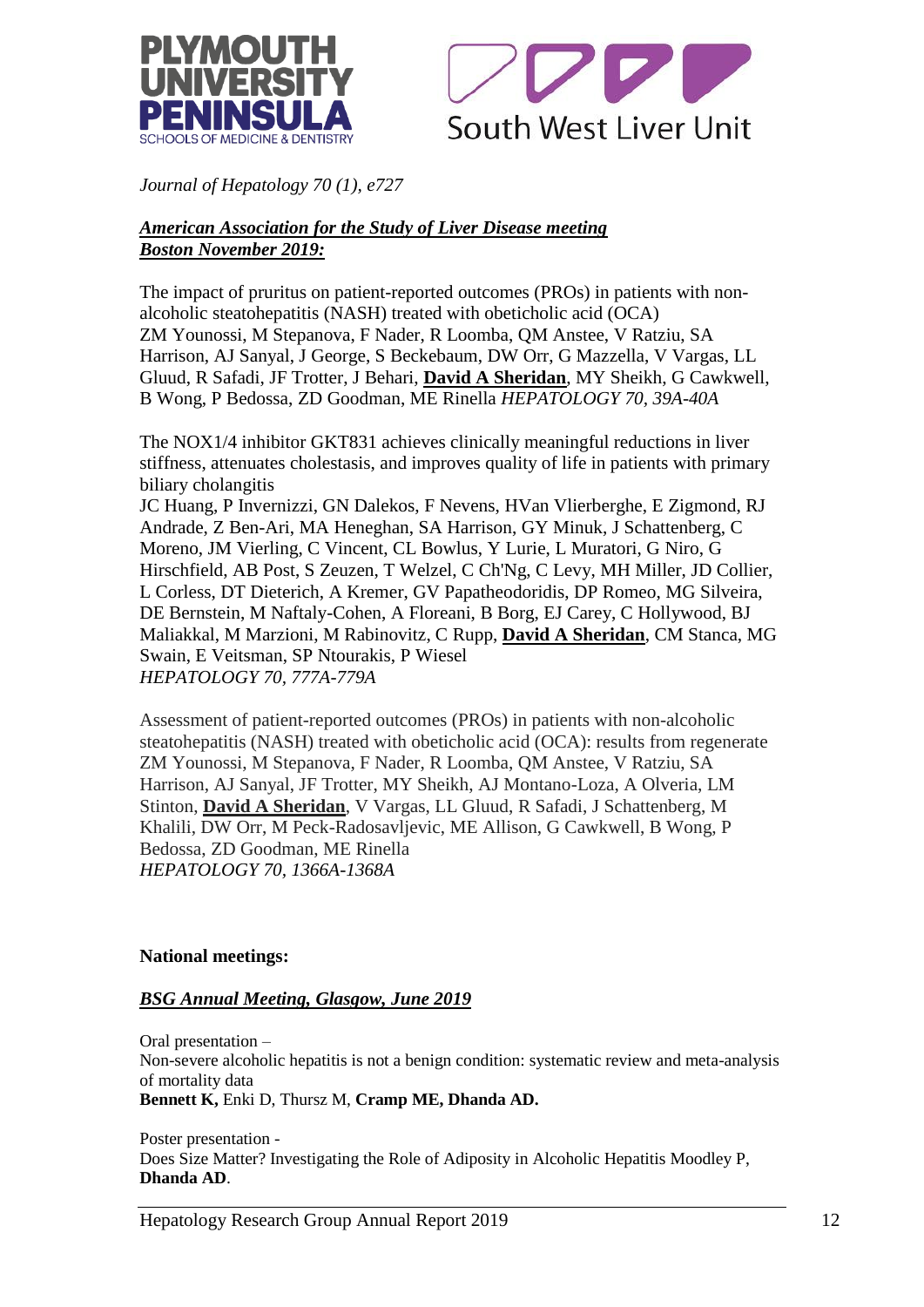Journal of Hepatology 70 (1), e727

***American Association for the Study of Liver Disease meeting***
***Boston November 2019:***

The impact of pruritus on patient-reported outcomes (PROs) in patients with non-alcoholic steatohepatitis (NASH) treated with obeticholic acid (OCA)
ZM Younossi, M Stepanova, F Nader, R Loomba, QM Anstee, V Ratziu, SA Harrison, AJ Sanyal, J George, S Beckebaum, DW Orr, G Mazzella, V Vargas, LL Gluud, R Safadi, JF Trotter, J Behari, **David A Sheridan**, MY Sheikh, G Cawkwell, B Wong, P Bedossa, ZD Goodman, ME Rinella *HEPATOLOGY 70, 39A-40A*

The NOX1/4 inhibitor GKT831 achieves clinically meaningful reductions in liver stiffness, attenuates cholestasis, and improves quality of life in patients with primary biliary cholangitis
JC Huang, P Invernizzi, GN Dalekos, F Nevens, HVan Vlierberghe, E Zigmond, RJ Andrade, Z Ben-Ari, MA Heneghan, SA Harrison, GY Minuk, J Schattenberg, C Moreno, JM Vierling, C Vincent, CL Bowlus, Y Lurie, L Muratori, G Niro, G Hirschfield, AB Post, S Zeuzen, T Welzel, C Ch'Ng, C Levy, MH Miller, JD Collier, L Corless, DT Dieterich, A Kremer, GV Papatheodoridis, DP Romeo, MG Silveira, DE Bernstein, M Naftaly-Cohen, A Floreani, B Borg, EJ Carey, C Hollywood, BJ Maliakkal, M Marzioni, M Rabinovitz, C Rupp, **David A Sheridan**, CM Stanca, MG Swain, E Veitsman, SP Ntourakis, P Wiesel
*HEPATOLOGY 70, 777A-779A*

Assessment of patient-reported outcomes (PROs) in patients with non-alcoholic steatohepatitis (NASH) treated with obeticholic acid (OCA): results from regenerate
ZM Younossi, M Stepanova, F Nader, R Loomba, QM Anstee, V Ratziu, SA Harrison, AJ Sanyal, JF Trotter, MY Sheikh, AJ Montano-Loza, A Olveria, LM Stinton, **David A Sheridan**, V Vargas, LL Gluud, R Safadi, J Schattenberg, M Khalili, DW Orr, M Peck-Radosavljevic, ME Allison, G Cawkwell, B Wong, P Bedossa, ZD Goodman, ME Rinella
*HEPATOLOGY 70, 1366A-1368A*

**National meetings:**

***BSG Annual Meeting, Glasgow, June 2019***

Oral presentation –
Non-severe alcoholic hepatitis is not a benign condition: systematic review and meta-analysis of mortality data
**Bennett K,** Enki D, Thursz M, **Cramp ME, Dhanda AD.**

Poster presentation -
Does Size Matter? Investigating the Role of Adiposity in Alcoholic Hepatitis Moodley P, **Dhanda AD**.